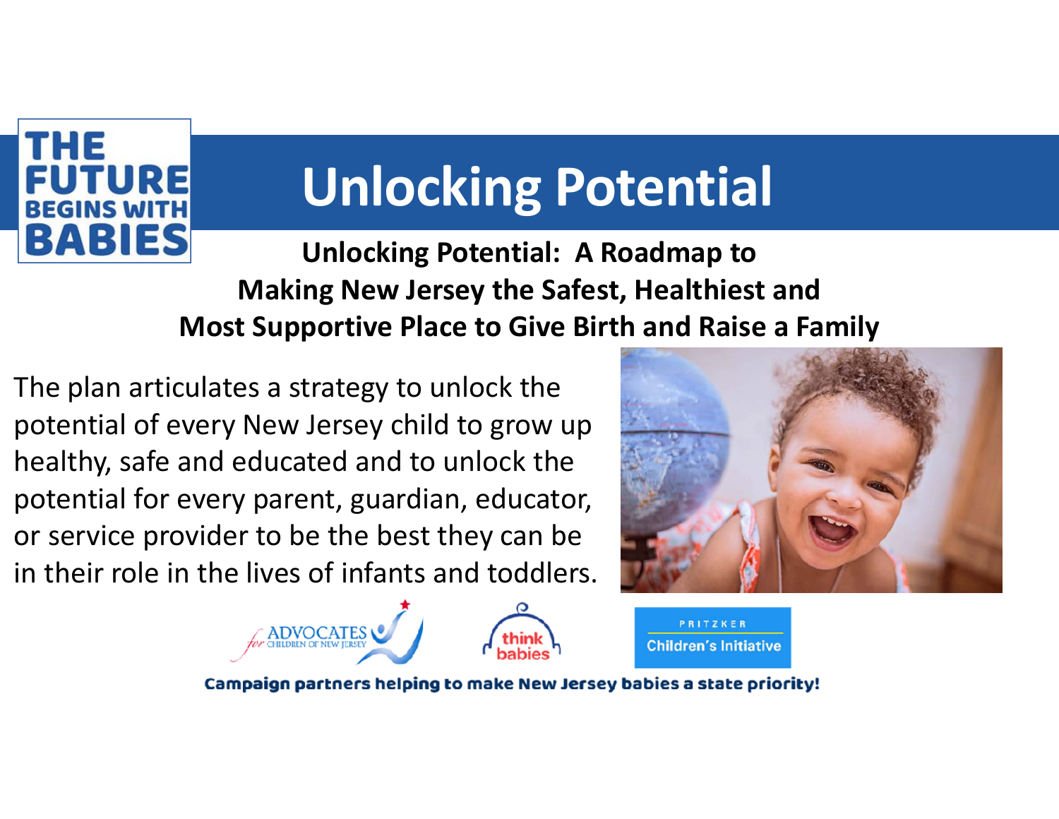THE FUTURE BEGINS WITH BABIES

# Unlocking Potential

**Unlocking Potential: A Roadmap to Making New Jersey the Safest, Healthiest and Most Supportive Place to Give Birth and Raise a Family**

The plan articulates a strategy to unlock the potential of every New Jersey child to grow up healthy, safe and educated and to unlock the potential for every parent, guardian, educator, or service provider to be the best they can be in their role in the lives of infants and toddlers.

Advocates for Children of New Jersey | think babies | Pritzker Children's Initiative

**Campaign partners helping to make New Jersey babies a state priority!**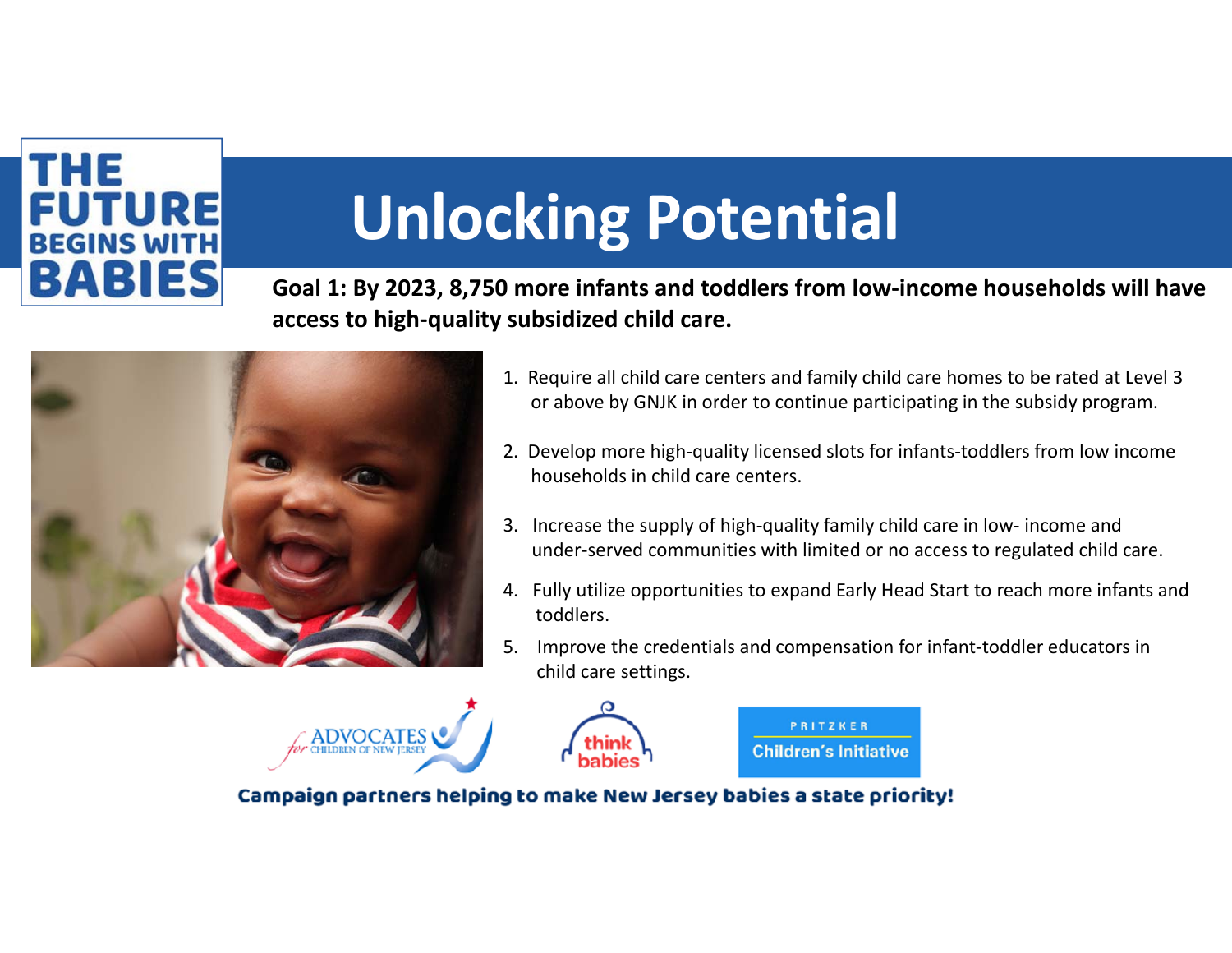THE FUTURE BEGINS WITH BABIES

# Unlocking Potential

**Goal 1: By 2023, 8,750 more infants and toddlers from low-income households will have access to high-quality subsidized child care.**

1. Require all child care centers and family child care homes to be rated at Level 3 or above by GNJK in order to continue participating in the subsidy program.
2. Develop more high-quality licensed slots for infants-toddlers from low income households in child care centers.
3. Increase the supply of high-quality family child care in low- income and under-served communities with limited or no access to regulated child care.
4. Fully utilize opportunities to expand Early Head Start to reach more infants and toddlers.
5. Improve the credentials and compensation for infant-toddler educators in child care settings.

Advocates for Children of New Jersey | think babies | Pritzker Children's Initiative

**Campaign partners helping to make New Jersey babies a state priority!**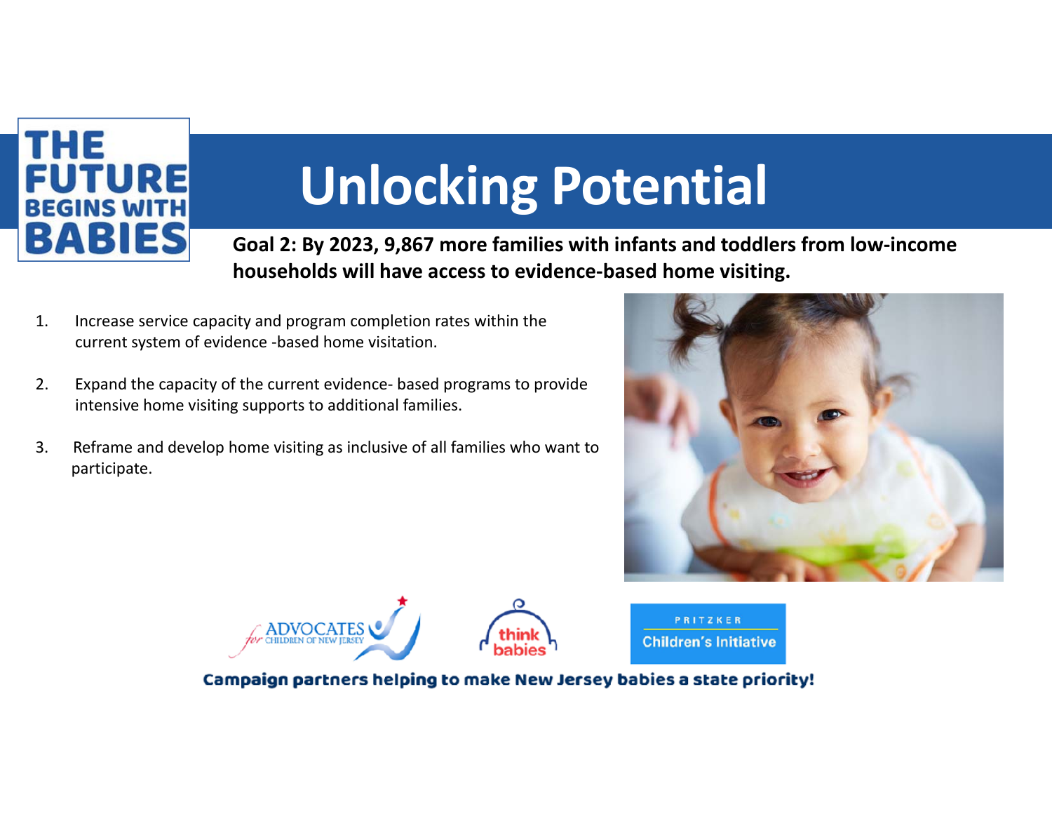THE FUTURE BEGINS WITH BABIES

# Unlocking Potential

**Goal 2: By 2023, 9,867 more families with infants and toddlers from low-income households will have access to evidence-based home visiting.**

1. Increase service capacity and program completion rates within the current system of evidence -based home visitation.
2. Expand the capacity of the current evidence- based programs to provide intensive home visiting supports to additional families.
3. Reframe and develop home visiting as inclusive of all families who want to participate.

Advocates for Children of New Jersey | think babies | Pritzker Children's Initiative

**Campaign partners helping to make New Jersey babies a state priority!**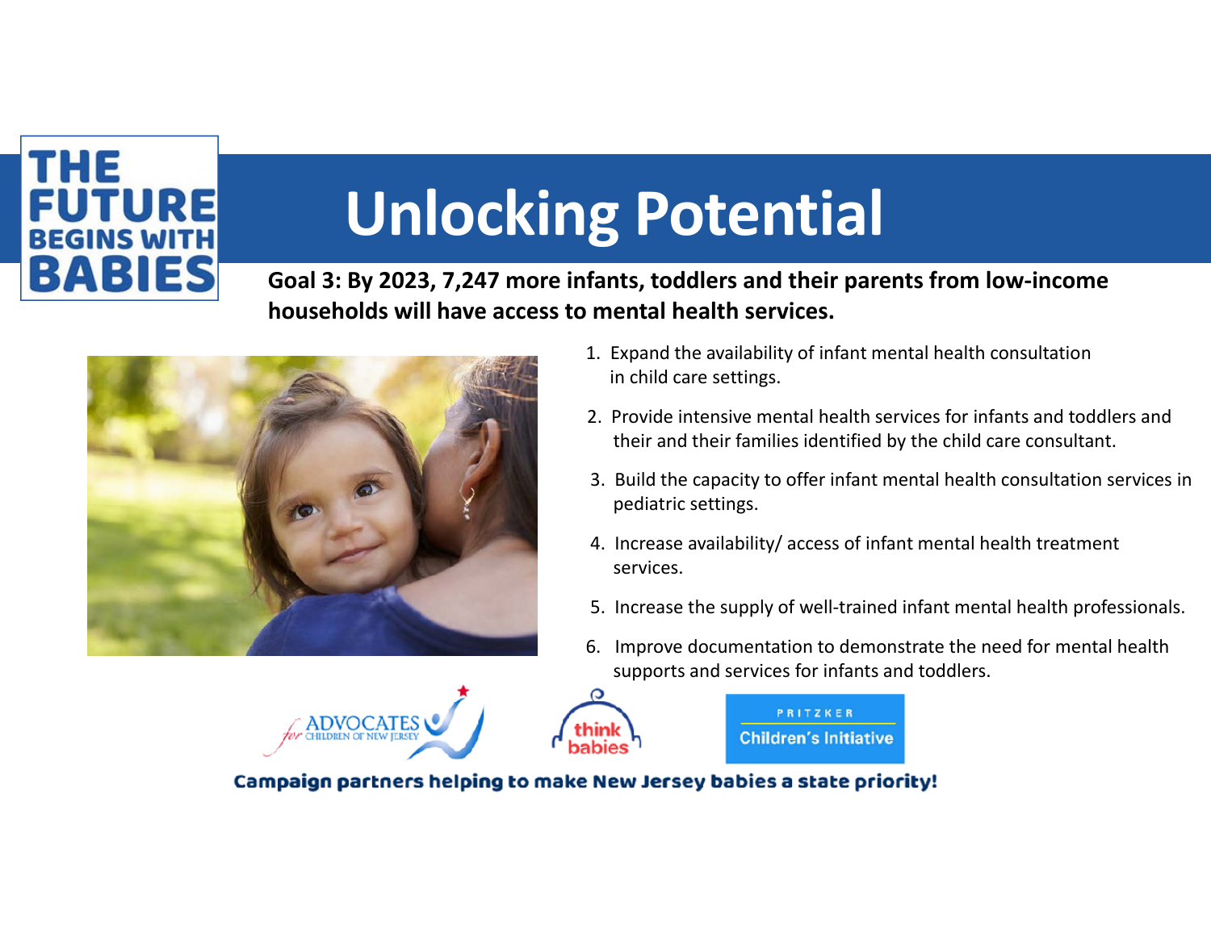THE FUTURE BEGINS WITH BABIES

# Unlocking Potential

**Goal 3: By 2023, 7,247 more infants, toddlers and their parents from low-income households will have access to mental health services.**

1. Expand the availability of infant mental health consultation in child care settings.
2. Provide intensive mental health services for infants and toddlers and their and their families identified by the child care consultant.
3. Build the capacity to offer infant mental health consultation services in pediatric settings.
4. Increase availability/ access of infant mental health treatment services.
5. Increase the supply of well-trained infant mental health professionals.
6. Improve documentation to demonstrate the need for mental health supports and services for infants and toddlers.

Advocates for Children of New Jersey — think babies — Pritzker Children's Initiative

**Campaign partners helping to make New Jersey babies a state priority!**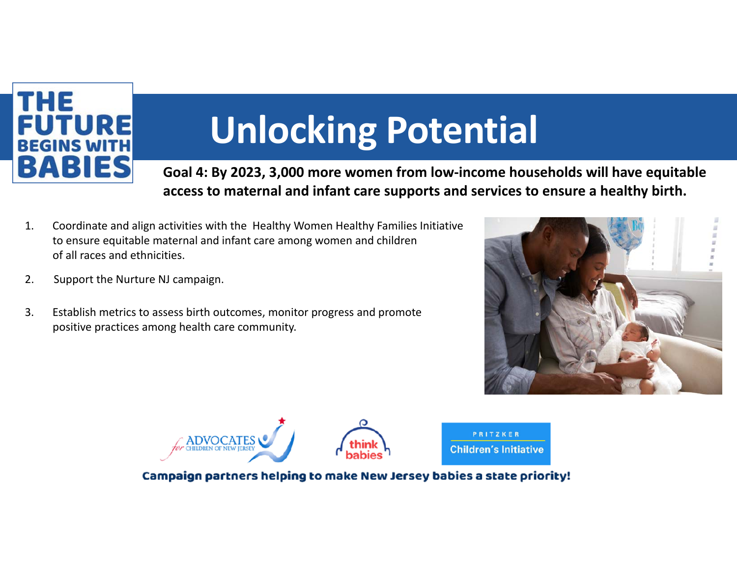THE FUTURE BEGINS WITH BABIES

# Unlocking Potential

**Goal 4: By 2023, 3,000 more women from low-income households will have equitable access to maternal and infant care supports and services to ensure a healthy birth.**

1. Coordinate and align activities with the Healthy Women Healthy Families Initiative to ensure equitable maternal and infant care among women and children of all races and ethnicities.
2. Support the Nurture NJ campaign.
3. Establish metrics to assess birth outcomes, monitor progress and promote positive practices among health care community.

Advocates for Children of New Jersey | think babies | Pritzker Children's Initiative

**Campaign partners helping to make New Jersey babies a state priority!**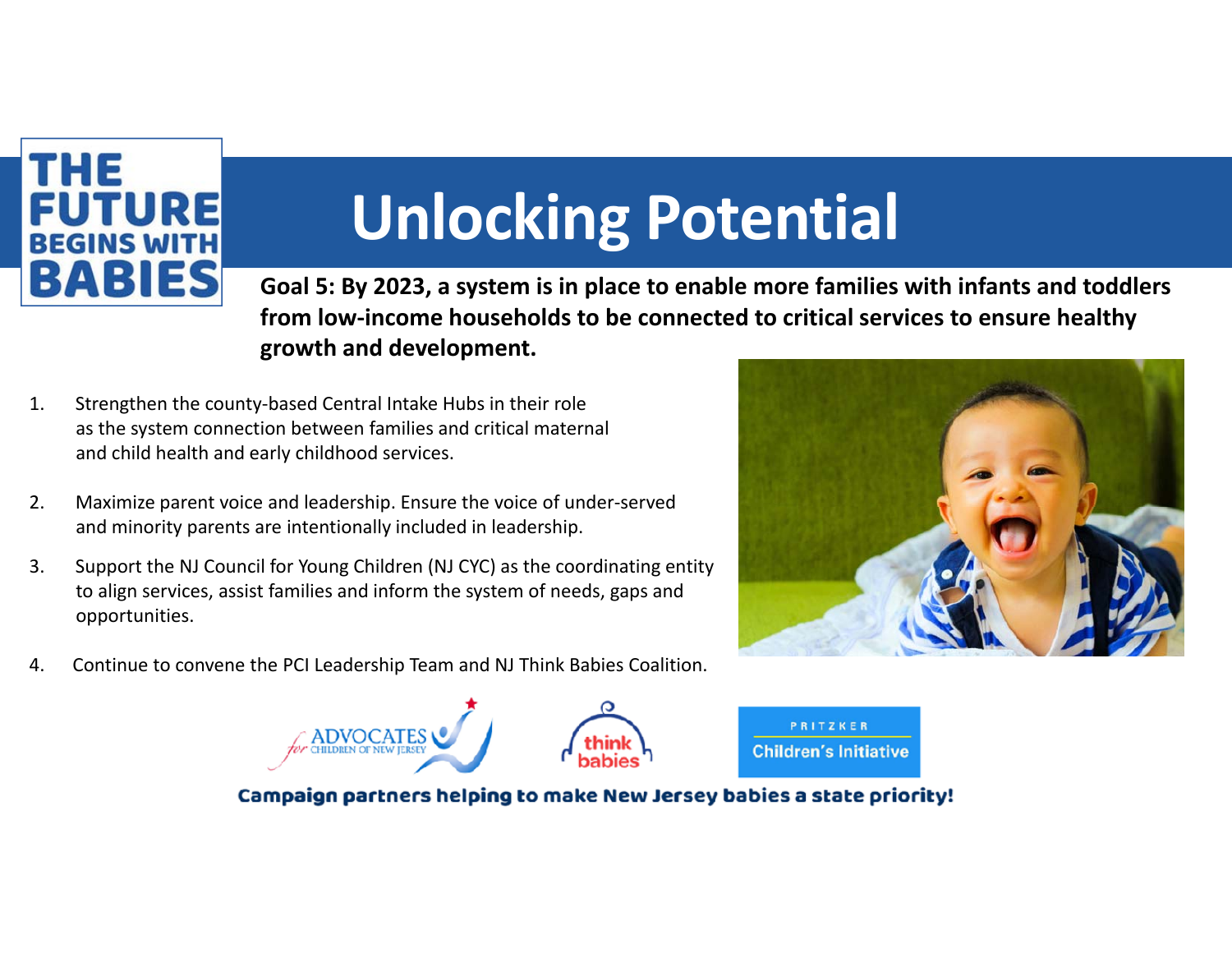THE FUTURE BEGINS WITH BABIES

# Unlocking Potential

**Goal 5: By 2023, a system is in place to enable more families with infants and toddlers from low-income households to be connected to critical services to ensure healthy growth and development.**

1. Strengthen the county-based Central Intake Hubs in their role as the system connection between families and critical maternal and child health and early childhood services.

2. Maximize parent voice and leadership. Ensure the voice of under-served and minority parents are intentionally included in leadership.

3. Support the NJ Council for Young Children (NJ CYC) as the coordinating entity to align services, assist families and inform the system of needs, gaps and opportunities.

4. Continue to convene the PCI Leadership Team and NJ Think Babies Coalition.

Advocates for Children of New Jersey | think babies | Pritzker Children's Initiative

**Campaign partners helping to make New Jersey babies a state priority!**